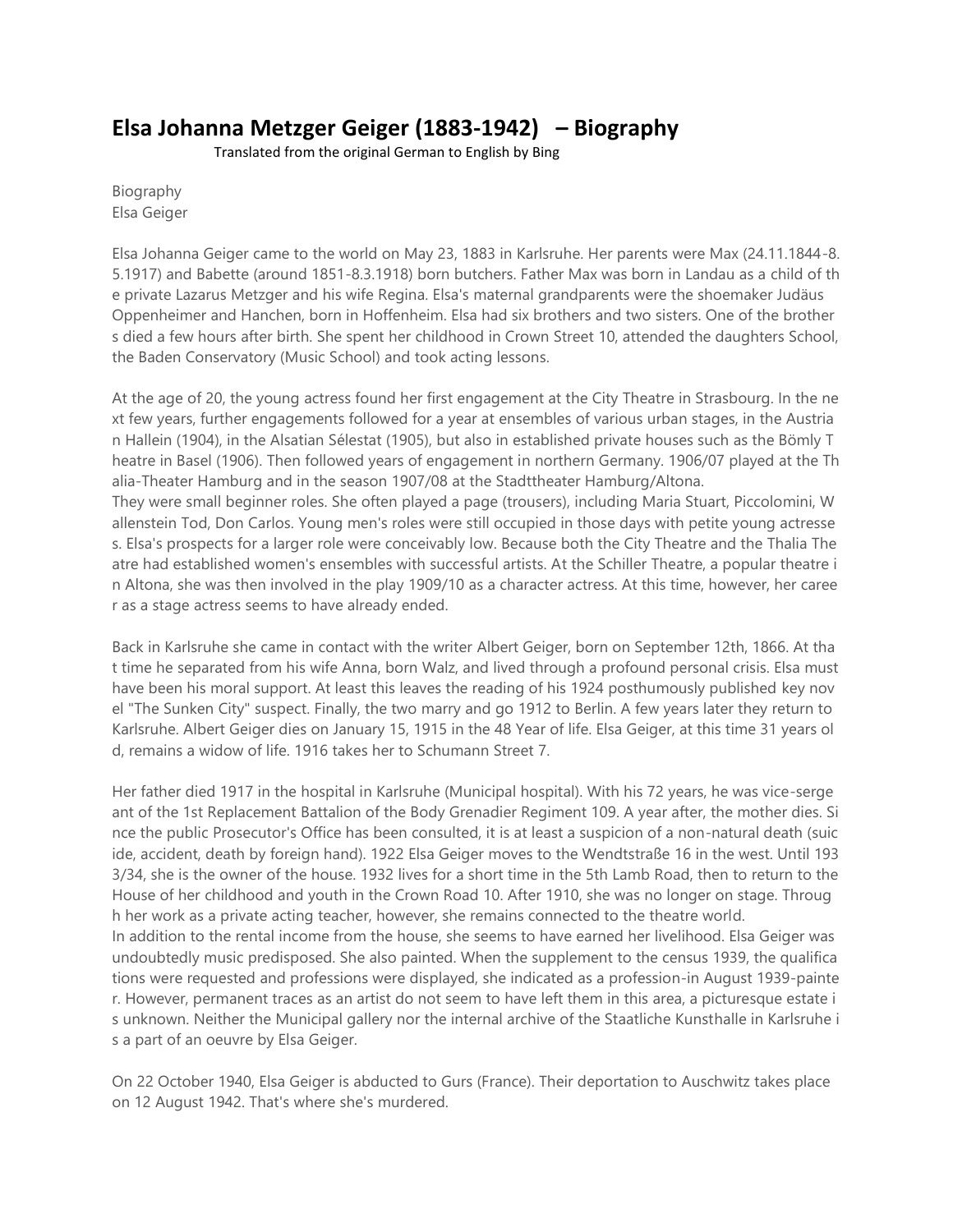# Elsa Johanna Metzger Geiger (1883-1942) – Biography

Translated from the original German to English by Bing

Biography
Elsa Geiger

Elsa Johanna Geiger came to the world on May 23, 1883 in Karlsruhe. Her parents were Max (24.11.1844-8.5.1917) and Babette (around 1851-8.3.1918) born butchers. Father Max was born in Landau as a child of the private Lazarus Metzger and his wife Regina. Elsa's maternal grandparents were the shoemaker Judäus Oppenheimer and Hanchen, born in Hoffenheim. Elsa had six brothers and two sisters. One of the brothers died a few hours after birth. She spent her childhood in Crown Street 10, attended the daughters School, the Baden Conservatory (Music School) and took acting lessons.

At the age of 20, the young actress found her first engagement at the City Theatre in Strasbourg. In the next few years, further engagements followed for a year at ensembles of various urban stages, in the Austrian Hallein (1904), in the Alsatian Sélestat (1905), but also in established private houses such as the Bömly Theatre in Basel (1906). Then followed years of engagement in northern Germany. 1906/07 played at the Thalia-Theater Hamburg and in the season 1907/08 at the Stadttheater Hamburg/Altona.
They were small beginner roles. She often played a page (trousers), including Maria Stuart, Piccolomini, Wallenstein Tod, Don Carlos. Young men's roles were still occupied in those days with petite young actresses. Elsa's prospects for a larger role were conceivably low. Because both the City Theatre and the Thalia Theatre had established women's ensembles with successful artists. At the Schiller Theatre, a popular theatre in Altona, she was then involved in the play 1909/10 as a character actress. At this time, however, her career as a stage actress seems to have already ended.

Back in Karlsruhe she came in contact with the writer Albert Geiger, born on September 12th, 1866. At that time he separated from his wife Anna, born Walz, and lived through a profound personal crisis. Elsa must have been his moral support. At least this leaves the reading of his 1924 posthumously published key novel "The Sunken City" suspect. Finally, the two marry and go 1912 to Berlin. A few years later they return to Karlsruhe. Albert Geiger dies on January 15, 1915 in the 48 Year of life. Elsa Geiger, at this time 31 years old, remains a widow of life. 1916 takes her to Schumann Street 7.

Her father died 1917 in the hospital in Karlsruhe (Municipal hospital). With his 72 years, he was vice-sergeant of the 1st Replacement Battalion of the Body Grenadier Regiment 109. A year after, the mother dies. Since the public Prosecutor's Office has been consulted, it is at least a suspicion of a non-natural death (suicide, accident, death by foreign hand). 1922 Elsa Geiger moves to the Wendtstraße 16 in the west. Until 1933/34, she is the owner of the house. 1932 lives for a short time in the 5th Lamb Road, then to return to the House of her childhood and youth in the Crown Road 10. After 1910, she was no longer on stage. Through her work as a private acting teacher, however, she remains connected to the theatre world.
In addition to the rental income from the house, she seems to have earned her livelihood. Elsa Geiger was undoubtedly music predisposed. She also painted. When the supplement to the census 1939, the qualifications were requested and professions were displayed, she indicated as a profession-in August 1939-painter. However, permanent traces as an artist do not seem to have left them in this area, a picturesque estate is unknown. Neither the Municipal gallery nor the internal archive of the Staatliche Kunsthalle in Karlsruhe is a part of an oeuvre by Elsa Geiger.

On 22 October 1940, Elsa Geiger is abducted to Gurs (France). Their deportation to Auschwitz takes place on 12 August 1942. That's where she's murdered.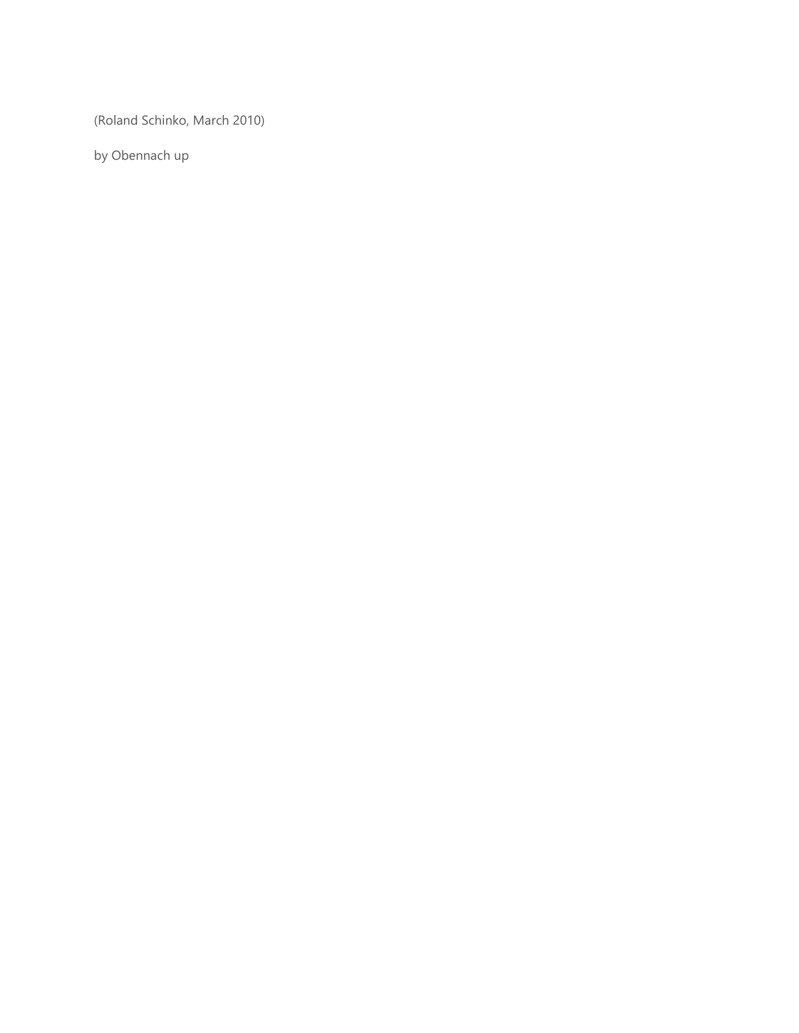(Roland Schinko, March 2010)

by Obennach up